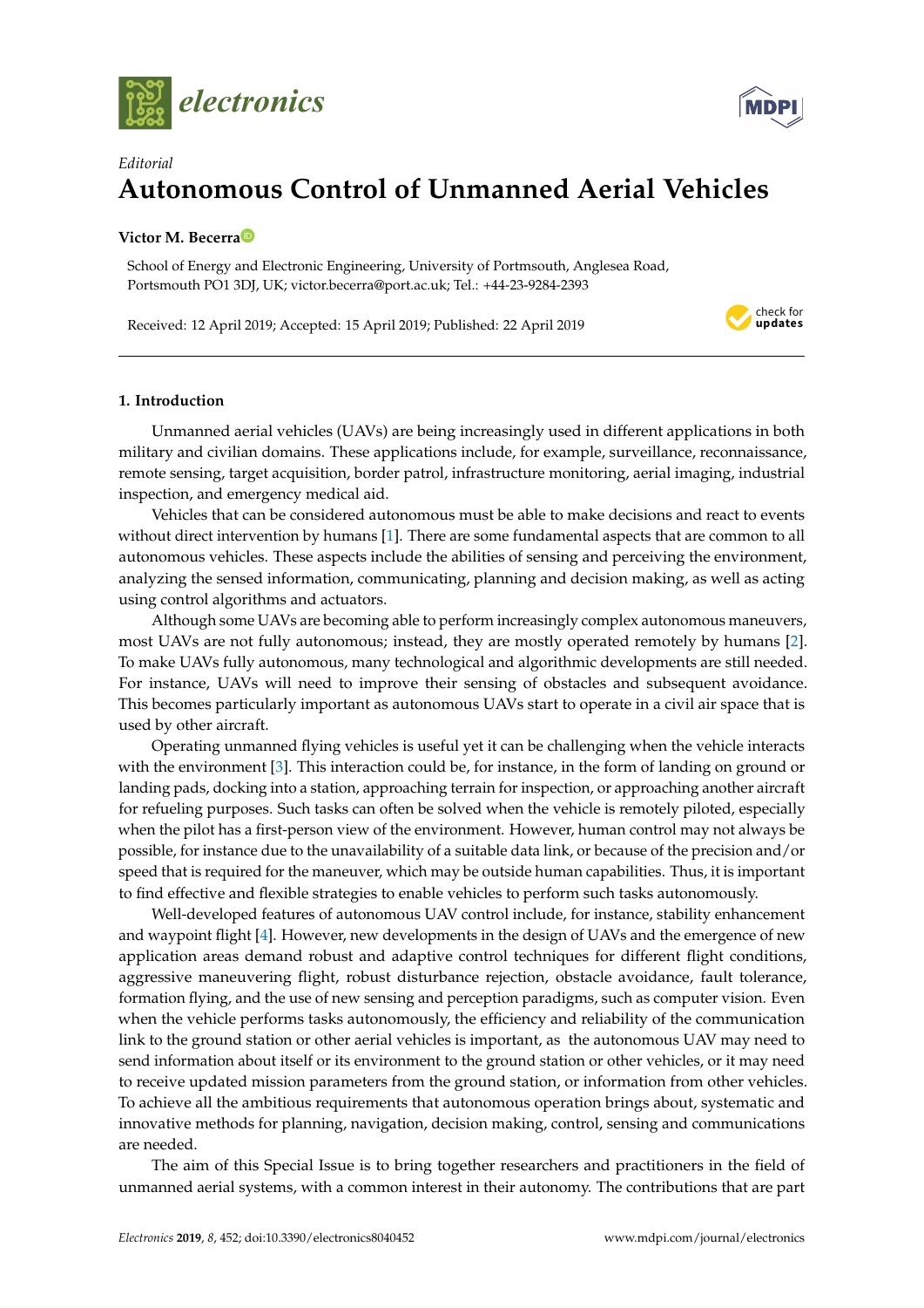*Editorial*

# Autonomous Control of Unmanned Aerial Vehicles

**Victor M. Becerra**

School of Energy and Electronic Engineering, University of Portsmouth, Anglesea Road, Portsmouth PO1 3DJ, UK; victor.becerra@port.ac.uk; Tel.: +44-23-9284-2393

Received: 12 April 2019; Accepted: 15 April 2019; Published: 22 April 2019

## 1. Introduction

Unmanned aerial vehicles (UAVs) are being increasingly used in different applications in both military and civilian domains. These applications include, for example, surveillance, reconnaissance, remote sensing, target acquisition, border patrol, infrastructure monitoring, aerial imaging, industrial inspection, and emergency medical aid.

Vehicles that can be considered autonomous must be able to make decisions and react to events without direct intervention by humans [1]. There are some fundamental aspects that are common to all autonomous vehicles. These aspects include the abilities of sensing and perceiving the environment, analyzing the sensed information, communicating, planning and decision making, as well as acting using control algorithms and actuators.

Although some UAVs are becoming able to perform increasingly complex autonomous maneuvers, most UAVs are not fully autonomous; instead, they are mostly operated remotely by humans [2]. To make UAVs fully autonomous, many technological and algorithmic developments are still needed. For instance, UAVs will need to improve their sensing of obstacles and subsequent avoidance. This becomes particularly important as autonomous UAVs start to operate in a civil air space that is used by other aircraft.

Operating unmanned flying vehicles is useful yet it can be challenging when the vehicle interacts with the environment [3]. This interaction could be, for instance, in the form of landing on ground or landing pads, docking into a station, approaching terrain for inspection, or approaching another aircraft for refueling purposes. Such tasks can often be solved when the vehicle is remotely piloted, especially when the pilot has a first-person view of the environment. However, human control may not always be possible, for instance due to the unavailability of a suitable data link, or because of the precision and/or speed that is required for the maneuver, which may be outside human capabilities. Thus, it is important to find effective and flexible strategies to enable vehicles to perform such tasks autonomously.

Well-developed features of autonomous UAV control include, for instance, stability enhancement and waypoint flight [4]. However, new developments in the design of UAVs and the emergence of new application areas demand robust and adaptive control techniques for different flight conditions, aggressive maneuvering flight, robust disturbance rejection, obstacle avoidance, fault tolerance, formation flying, and the use of new sensing and perception paradigms, such as computer vision. Even when the vehicle performs tasks autonomously, the efficiency and reliability of the communication link to the ground station or other aerial vehicles is important, as the autonomous UAV may need to send information about itself or its environment to the ground station or other vehicles, or it may need to receive updated mission parameters from the ground station, or information from other vehicles. To achieve all the ambitious requirements that autonomous operation brings about, systematic and innovative methods for planning, navigation, decision making, control, sensing and communications are needed.

The aim of this Special Issue is to bring together researchers and practitioners in the field of unmanned aerial systems, with a common interest in their autonomy. The contributions that are part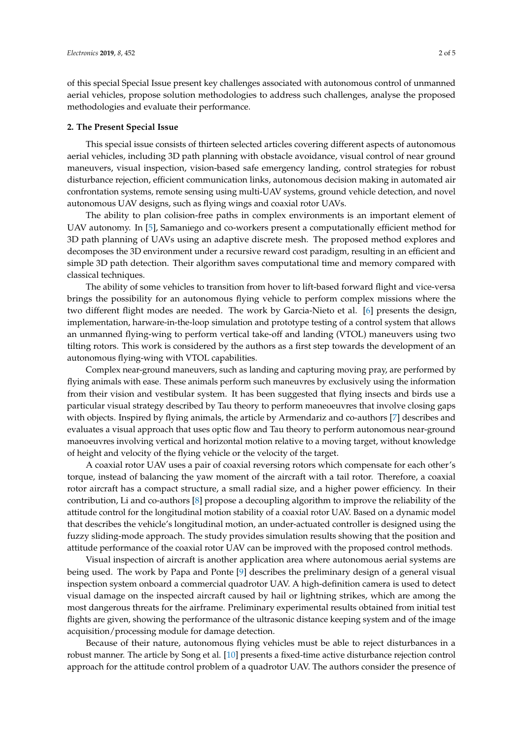of this special Special Issue present key challenges associated with autonomous control of unmanned aerial vehicles, propose solution methodologies to address such challenges, analyse the proposed methodologies and evaluate their performance.

## 2. The Present Special Issue

This special issue consists of thirteen selected articles covering different aspects of autonomous aerial vehicles, including 3D path planning with obstacle avoidance, visual control of near ground maneuvers, visual inspection, vision-based safe emergency landing, control strategies for robust disturbance rejection, efficient communication links, autonomous decision making in automated air confrontation systems, remote sensing using multi-UAV systems, ground vehicle detection, and novel autonomous UAV designs, such as flying wings and coaxial rotor UAVs.

The ability to plan colision-free paths in complex environments is an important element of UAV autonomy. In [5], Samaniego and co-workers present a computationally efficient method for 3D path planning of UAVs using an adaptive discrete mesh. The proposed method explores and decomposes the 3D environment under a recursive reward cost paradigm, resulting in an efficient and simple 3D path detection. Their algorithm saves computational time and memory compared with classical techniques.

The ability of some vehicles to transition from hover to lift-based forward flight and vice-versa brings the possibility for an autonomous flying vehicle to perform complex missions where the two different flight modes are needed. The work by Garcia-Nieto et al. [6] presents the design, implementation, harware-in-the-loop simulation and prototype testing of a control system that allows an unmanned flying-wing to perform vertical take-off and landing (VTOL) maneuvers using two tilting rotors. This work is considered by the authors as a first step towards the development of an autonomous flying-wing with VTOL capabilities.

Complex near-ground maneuvers, such as landing and capturing moving pray, are performed by flying animals with ease. These animals perform such maneuvres by exclusively using the information from their vision and vestibular system. It has been suggested that flying insects and birds use a particular visual strategy described by Tau theory to perform maneoeuvres that involve closing gaps with objects. Inspired by flying animals, the article by Armendariz and co-authors [7] describes and evaluates a visual approach that uses optic flow and Tau theory to perform autonomous near-ground manoeuvres involving vertical and horizontal motion relative to a moving target, without knowledge of height and velocity of the flying vehicle or the velocity of the target.

A coaxial rotor UAV uses a pair of coaxial reversing rotors which compensate for each other's torque, instead of balancing the yaw moment of the aircraft with a tail rotor. Therefore, a coaxial rotor aircraft has a compact structure, a small radial size, and a higher power efficiency. In their contribution, Li and co-authors [8] propose a decoupling algorithm to improve the reliability of the attitude control for the longitudinal motion stability of a coaxial rotor UAV. Based on a dynamic model that describes the vehicle's longitudinal motion, an under-actuated controller is designed using the fuzzy sliding-mode approach. The study provides simulation results showing that the position and attitude performance of the coaxial rotor UAV can be improved with the proposed control methods.

Visual inspection of aircraft is another application area where autonomous aerial systems are being used. The work by Papa and Ponte [9] describes the preliminary design of a general visual inspection system onboard a commercial quadrotor UAV. A high-definition camera is used to detect visual damage on the inspected aircraft caused by hail or lightning strikes, which are among the most dangerous threats for the airframe. Preliminary experimental results obtained from initial test flights are given, showing the performance of the ultrasonic distance keeping system and of the image acquisition/processing module for damage detection.

Because of their nature, autonomous flying vehicles must be able to reject disturbances in a robust manner. The article by Song et al. [10] presents a fixed-time active disturbance rejection control approach for the attitude control problem of a quadrotor UAV. The authors consider the presence of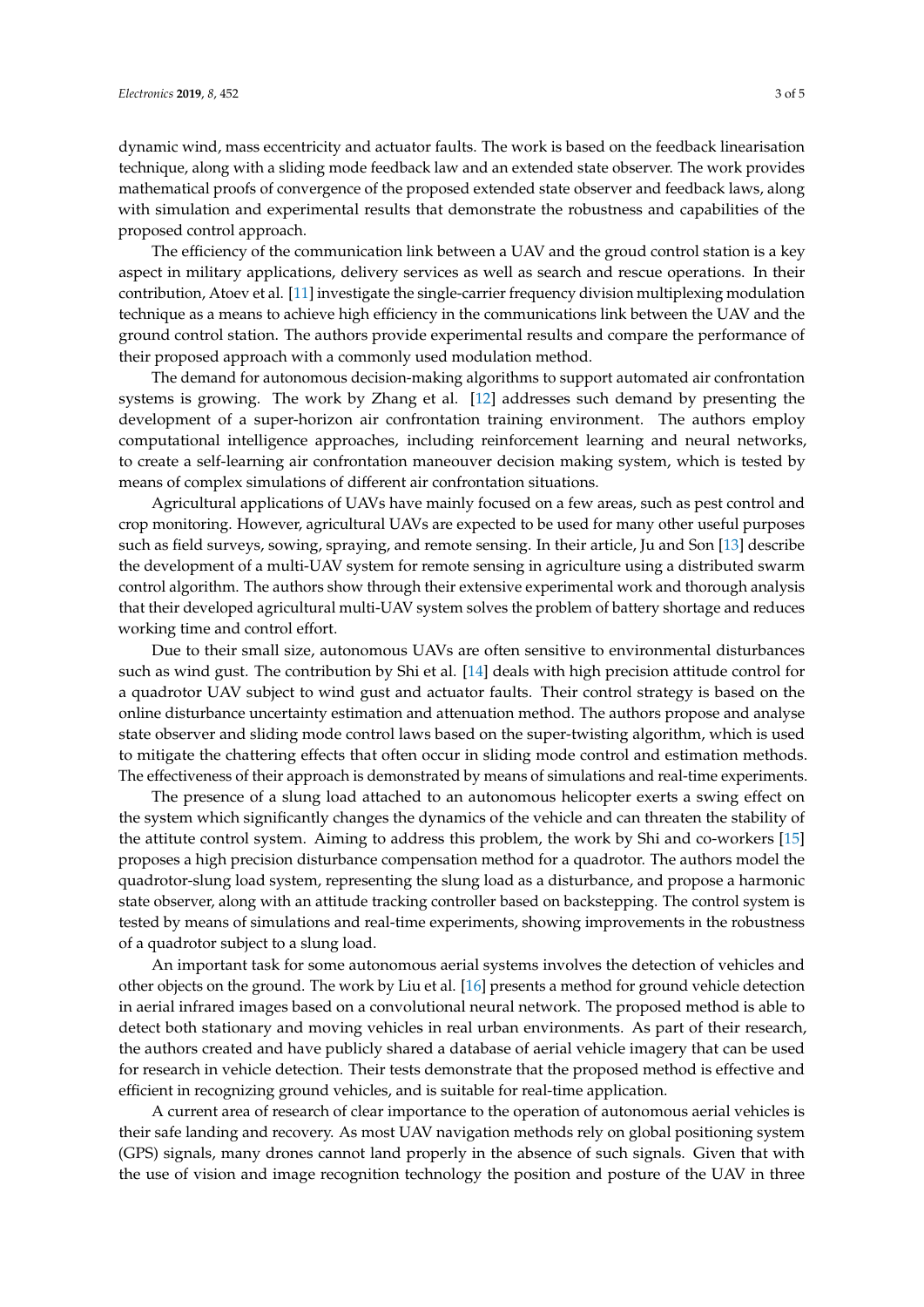dynamic wind, mass eccentricity and actuator faults. The work is based on the feedback linearisation technique, along with a sliding mode feedback law and an extended state observer. The work provides mathematical proofs of convergence of the proposed extended state observer and feedback laws, along with simulation and experimental results that demonstrate the robustness and capabilities of the proposed control approach.

The efficiency of the communication link between a UAV and the groud control station is a key aspect in military applications, delivery services as well as search and rescue operations. In their contribution, Atoev et al. [11] investigate the single-carrier frequency division multiplexing modulation technique as a means to achieve high efficiency in the communications link between the UAV and the ground control station. The authors provide experimental results and compare the performance of their proposed approach with a commonly used modulation method.

The demand for autonomous decision-making algorithms to support automated air confrontation systems is growing. The work by Zhang et al. [12] addresses such demand by presenting the development of a super-horizon air confrontation training environment. The authors employ computational intelligence approaches, including reinforcement learning and neural networks, to create a self-learning air confrontation maneouver decision making system, which is tested by means of complex simulations of different air confrontation situations.

Agricultural applications of UAVs have mainly focused on a few areas, such as pest control and crop monitoring. However, agricultural UAVs are expected to be used for many other useful purposes such as field surveys, sowing, spraying, and remote sensing. In their article, Ju and Son [13] describe the development of a multi-UAV system for remote sensing in agriculture using a distributed swarm control algorithm. The authors show through their extensive experimental work and thorough analysis that their developed agricultural multi-UAV system solves the problem of battery shortage and reduces working time and control effort.

Due to their small size, autonomous UAVs are often sensitive to environmental disturbances such as wind gust. The contribution by Shi et al. [14] deals with high precision attitude control for a quadrotor UAV subject to wind gust and actuator faults. Their control strategy is based on the online disturbance uncertainty estimation and attenuation method. The authors propose and analyse state observer and sliding mode control laws based on the super-twisting algorithm, which is used to mitigate the chattering effects that often occur in sliding mode control and estimation methods. The effectiveness of their approach is demonstrated by means of simulations and real-time experiments.

The presence of a slung load attached to an autonomous helicopter exerts a swing effect on the system which significantly changes the dynamics of the vehicle and can threaten the stability of the attitute control system. Aiming to address this problem, the work by Shi and co-workers [15] proposes a high precision disturbance compensation method for a quadrotor. The authors model the quadrotor-slung load system, representing the slung load as a disturbance, and propose a harmonic state observer, along with an attitude tracking controller based on backstepping. The control system is tested by means of simulations and real-time experiments, showing improvements in the robustness of a quadrotor subject to a slung load.

An important task for some autonomous aerial systems involves the detection of vehicles and other objects on the ground. The work by Liu et al. [16] presents a method for ground vehicle detection in aerial infrared images based on a convolutional neural network. The proposed method is able to detect both stationary and moving vehicles in real urban environments. As part of their research, the authors created and have publicly shared a database of aerial vehicle imagery that can be used for research in vehicle detection. Their tests demonstrate that the proposed method is effective and efficient in recognizing ground vehicles, and is suitable for real-time application.

A current area of research of clear importance to the operation of autonomous aerial vehicles is their safe landing and recovery. As most UAV navigation methods rely on global positioning system (GPS) signals, many drones cannot land properly in the absence of such signals. Given that with the use of vision and image recognition technology the position and posture of the UAV in three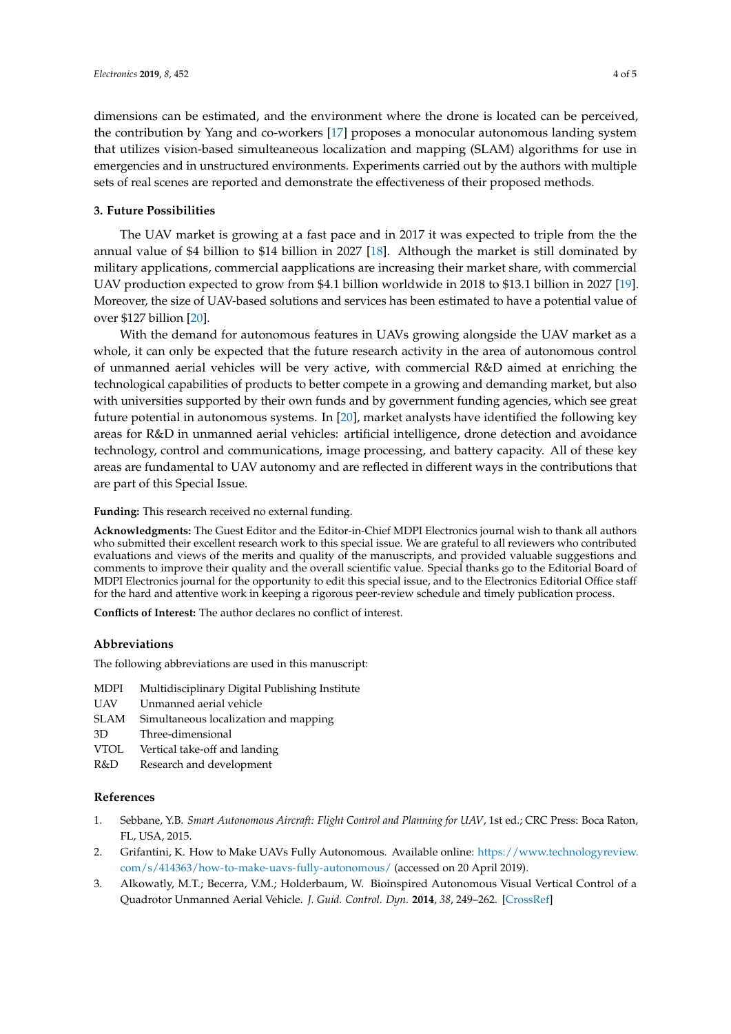dimensions can be estimated, and the environment where the drone is located can be perceived, the contribution by Yang and co-workers [17] proposes a monocular autonomous landing system that utilizes vision-based simulteaneous localization and mapping (SLAM) algorithms for use in emergencies and in unstructured environments. Experiments carried out by the authors with multiple sets of real scenes are reported and demonstrate the effectiveness of their proposed methods.

## 3. Future Possibilities

The UAV market is growing at a fast pace and in 2017 it was expected to triple from the the annual value of $4 billion to $14 billion in 2027 [18]. Although the market is still dominated by military applications, commercial aapplications are increasing their market share, with commercial UAV production expected to grow from $4.1 billion worldwide in 2018 to $13.1 billion in 2027 [19]. Moreover, the size of UAV-based solutions and services has been estimated to have a potential value of over $127 billion [20].

With the demand for autonomous features in UAVs growing alongside the UAV market as a whole, it can only be expected that the future research activity in the area of autonomous control of unmanned aerial vehicles will be very active, with commercial R&D aimed at enriching the technological capabilities of products to better compete in a growing and demanding market, but also with universities supported by their own funds and by government funding agencies, which see great future potential in autonomous systems. In [20], market analysts have identified the following key areas for R&D in unmanned aerial vehicles: artificial intelligence, drone detection and avoidance technology, control and communications, image processing, and battery capacity. All of these key areas are fundamental to UAV autonomy and are reflected in different ways in the contributions that are part of this Special Issue.

**Funding:** This research received no external funding.

**Acknowledgments:** The Guest Editor and the Editor-in-Chief MDPI Electronics journal wish to thank all authors who submitted their excellent research work to this special issue. We are grateful to all reviewers who contributed evaluations and views of the merits and quality of the manuscripts, and provided valuable suggestions and comments to improve their quality and the overall scientific value. Special thanks go to the Editorial Board of MDPI Electronics journal for the opportunity to edit this special issue, and to the Electronics Editorial Office staff for the hard and attentive work in keeping a rigorous peer-review schedule and timely publication process.

**Conflicts of Interest:** The author declares no conflict of interest.

## Abbreviations

The following abbreviations are used in this manuscript:

| | |
|---|---|
| MDPI | Multidisciplinary Digital Publishing Institute |
| UAV | Unmanned aerial vehicle |
| SLAM | Simultaneous localization and mapping |
| 3D | Three-dimensional |
| VTOL | Vertical take-off and landing |
| R&D | Research and development |

## References

1. Sebbane, Y.B. *Smart Autonomous Aircraft: Flight Control and Planning for UAV*, 1st ed.; CRC Press: Boca Raton, FL, USA, 2015.
2. Grifantini, K. How to Make UAVs Fully Autonomous. Available online: https://www.technologyreview.com/s/414363/how-to-make-uavs-fully-autonomous/ (accessed on 20 April 2019).
3. Alkowatly, M.T.; Becerra, V.M.; Holderbaum, W. Bioinspired Autonomous Visual Vertical Control of a Quadrotor Unmanned Aerial Vehicle. *J. Guid. Control. Dyn.* **2014**, *38*, 249–262. [CrossRef]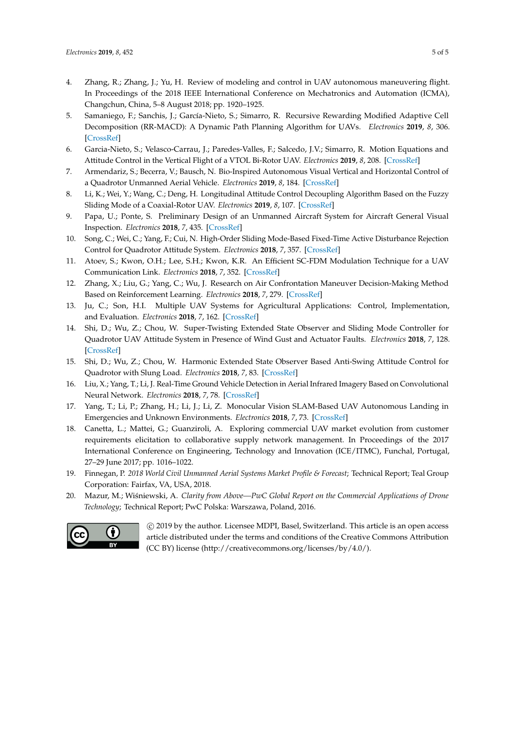4. Zhang, R.; Zhang, J.; Yu, H. Review of modeling and control in UAV autonomous maneuvering flight. In Proceedings of the 2018 IEEE International Conference on Mechatronics and Automation (ICMA), Changchun, China, 5–8 August 2018; pp. 1920–1925.
5. Samaniego, F.; Sanchis, J.; García-Nieto, S.; Simarro, R. Recursive Rewarding Modified Adaptive Cell Decomposition (RR-MACD): A Dynamic Path Planning Algorithm for UAVs. *Electronics* **2019**, *8*, 306. [CrossRef]
6. Garcia-Nieto, S.; Velasco-Carrau, J.; Paredes-Valles, F.; Salcedo, J.V.; Simarro, R. Motion Equations and Attitude Control in the Vertical Flight of a VTOL Bi-Rotor UAV. *Electronics* **2019**, *8*, 208. [CrossRef]
7. Armendariz, S.; Becerra, V.; Bausch, N. Bio-Inspired Autonomous Visual Vertical and Horizontal Control of a Quadrotor Unmanned Aerial Vehicle. *Electronics* **2019**, *8*, 184. [CrossRef]
8. Li, K.; Wei, Y.; Wang, C.; Deng, H. Longitudinal Attitude Control Decoupling Algorithm Based on the Fuzzy Sliding Mode of a Coaxial-Rotor UAV. *Electronics* **2019**, *8*, 107. [CrossRef]
9. Papa, U.; Ponte, S. Preliminary Design of an Unmanned Aircraft System for Aircraft General Visual Inspection. *Electronics* **2018**, *7*, 435. [CrossRef]
10. Song, C.; Wei, C.; Yang, F.; Cui, N. High-Order Sliding Mode-Based Fixed-Time Active Disturbance Rejection Control for Quadrotor Attitude System. *Electronics* **2018**, *7*, 357. [CrossRef]
11. Atoev, S.; Kwon, O.H.; Lee, S.H.; Kwon, K.R. An Efficient SC-FDM Modulation Technique for a UAV Communication Link. *Electronics* **2018**, *7*, 352. [CrossRef]
12. Zhang, X.; Liu, G.; Yang, C.; Wu, J. Research on Air Confrontation Maneuver Decision-Making Method Based on Reinforcement Learning. *Electronics* **2018**, *7*, 279. [CrossRef]
13. Ju, C.; Son, H.I. Multiple UAV Systems for Agricultural Applications: Control, Implementation, and Evaluation. *Electronics* **2018**, *7*, 162. [CrossRef]
14. Shi, D.; Wu, Z.; Chou, W. Super-Twisting Extended State Observer and Sliding Mode Controller for Quadrotor UAV Attitude System in Presence of Wind Gust and Actuator Faults. *Electronics* **2018**, *7*, 128. [CrossRef]
15. Shi, D.; Wu, Z.; Chou, W. Harmonic Extended State Observer Based Anti-Swing Attitude Control for Quadrotor with Slung Load. *Electronics* **2018**, *7*, 83. [CrossRef]
16. Liu, X.; Yang, T.; Li, J. Real-Time Ground Vehicle Detection in Aerial Infrared Imagery Based on Convolutional Neural Network. *Electronics* **2018**, *7*, 78. [CrossRef]
17. Yang, T.; Li, P.; Zhang, H.; Li, J.; Li, Z. Monocular Vision SLAM-Based UAV Autonomous Landing in Emergencies and Unknown Environments. *Electronics* **2018**, *7*, 73. [CrossRef]
18. Canetta, L.; Mattei, G.; Guanziroli, A. Exploring commercial UAV market evolution from customer requirements elicitation to collaborative supply network management. In Proceedings of the 2017 International Conference on Engineering, Technology and Innovation (ICE/ITMC), Funchal, Portugal, 27–29 June 2017; pp. 1016–1022.
19. Finnegan, P. *2018 World Civil Unmanned Aerial Systems Market Profile & Forecast*; Technical Report; Teal Group Corporation: Fairfax, VA, USA, 2018.
20. Mazur, M.; Wiśniewski, A. *Clarity from Above—PwC Global Report on the Commercial Applications of Drone Technology*; Technical Report; PwC Polska: Warszawa, Poland, 2016.

© 2019 by the author. Licensee MDPI, Basel, Switzerland. This article is an open access article distributed under the terms and conditions of the Creative Commons Attribution (CC BY) license (http://creativecommons.org/licenses/by/4.0/).